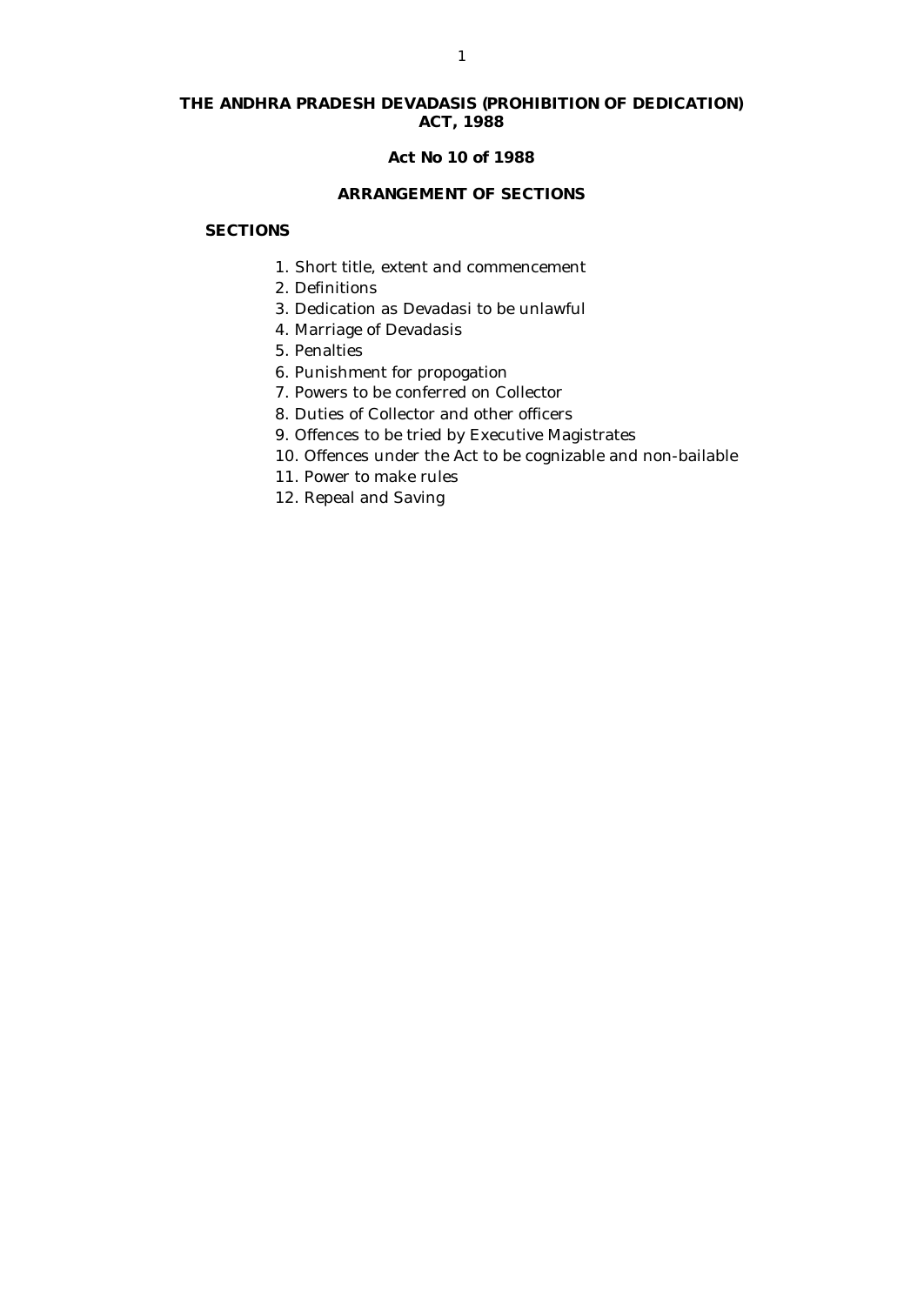# THE ANDHRA PRADESH DEVADASIS (PROHIBITION OF DEDICATION) ACT, 1988

## Act No 10 of 1988

## ARRANGEMENT OF SECTIONS

**SECTIONS**

1. Short title, extent and commencement
2. Definitions
3. Dedication as Devadasi to be unlawful
4. Marriage of Devadasis
5. Penalties
6. Punishment for propogation
7. Powers to be conferred on Collector
8. Duties of Collector and other officers
9. Offences to be tried by Executive Magistrates
10. Offences under the Act to be cognizable and non-bailable
11. Power to make rules
12. Repeal and Saving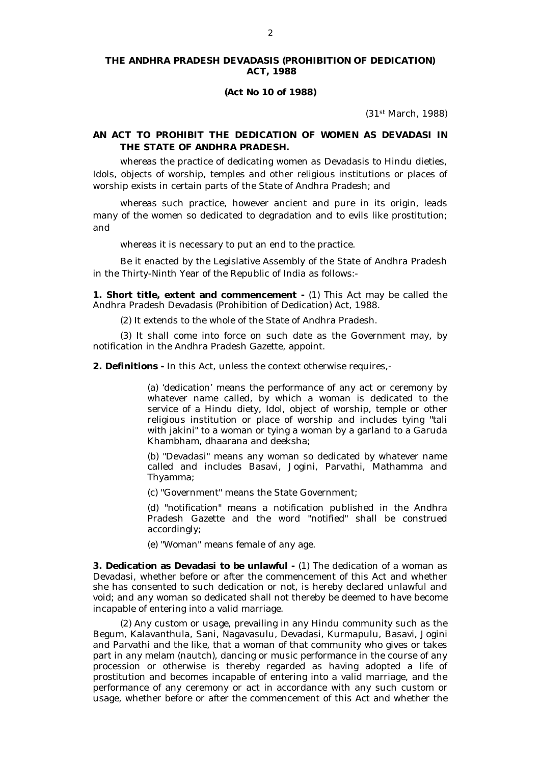## THE ANDHRA PRADESH DEVADASIS (PROHIBITION OF DEDICATION) ACT, 1988

**(Act No 10 of 1988)**

(31st March, 1988)

### AN ACT TO PROHIBIT THE DEDICATION OF WOMEN AS DEVADASI IN THE STATE OF ANDHRA PRADESH.

whereas the practice of dedicating women as Devadasis to Hindu dieties, Idols, objects of worship, temples and other religious institutions or places of worship exists in certain parts of the State of Andhra Pradesh; and

whereas such practice, however ancient and pure in its origin, leads many of the women so dedicated to degradation and to evils like prostitution; and

whereas it is necessary to put an end to the practice.

Be it enacted by the Legislative Assembly of the State of Andhra Pradesh in the Thirty-Ninth Year of the Republic of India as follows:-

**1. Short title, extent and commencement -** (1) This Act may be called the Andhra Pradesh Devadasis (Prohibition of Dedication) Act, 1988.

(2) It extends to the whole of the State of Andhra Pradesh.

(3) It shall come into force on such date as the Government may, by notification in the Andhra Pradesh Gazette, appoint.

**2. Definitions -** In this Act, unless the context otherwise requires,-

(a) 'dedication' means the performance of any act or ceremony by whatever name called, by which a woman is dedicated to the service of a Hindu diety, Idol, object of worship, temple or other religious institution or place of worship and includes tying "tali with jakini" to a woman or tying a woman by a garland to a Garuda Khambham, dhaarana and deeksha;

(b) "Devadasi" means any woman so dedicated by whatever name called and includes Basavi, Jogini, Parvathi, Mathamma and Thyamma;

(c) "Government" means the State Government;

(d) "notification" means a notification published in the Andhra Pradesh Gazette and the word "notified" shall be construed accordingly;

(e) "Woman" means female of any age.

**3. Dedication as Devadasi to be unlawful -** (1) The dedication of a woman as Devadasi, whether before or after the commencement of this Act and whether she has consented to such dedication or not, is hereby declared unlawful and void; and any woman so dedicated shall not thereby be deemed to have become incapable of entering into a valid marriage.

(2) Any custom or usage, prevailing in any Hindu community such as the Begum, Kalavanthula, Sani, Nagavasulu, Devadasi, Kurmapulu, Basavi, Jogini and Parvathi and the like, that a woman of that community who gives or takes part in any melam (nautch), dancing or music performance in the course of any procession or otherwise is thereby regarded as having adopted a life of prostitution and becomes incapable of entering into a valid marriage, and the performance of any ceremony or act in accordance with any such custom or usage, whether before or after the commencement of this Act and whether the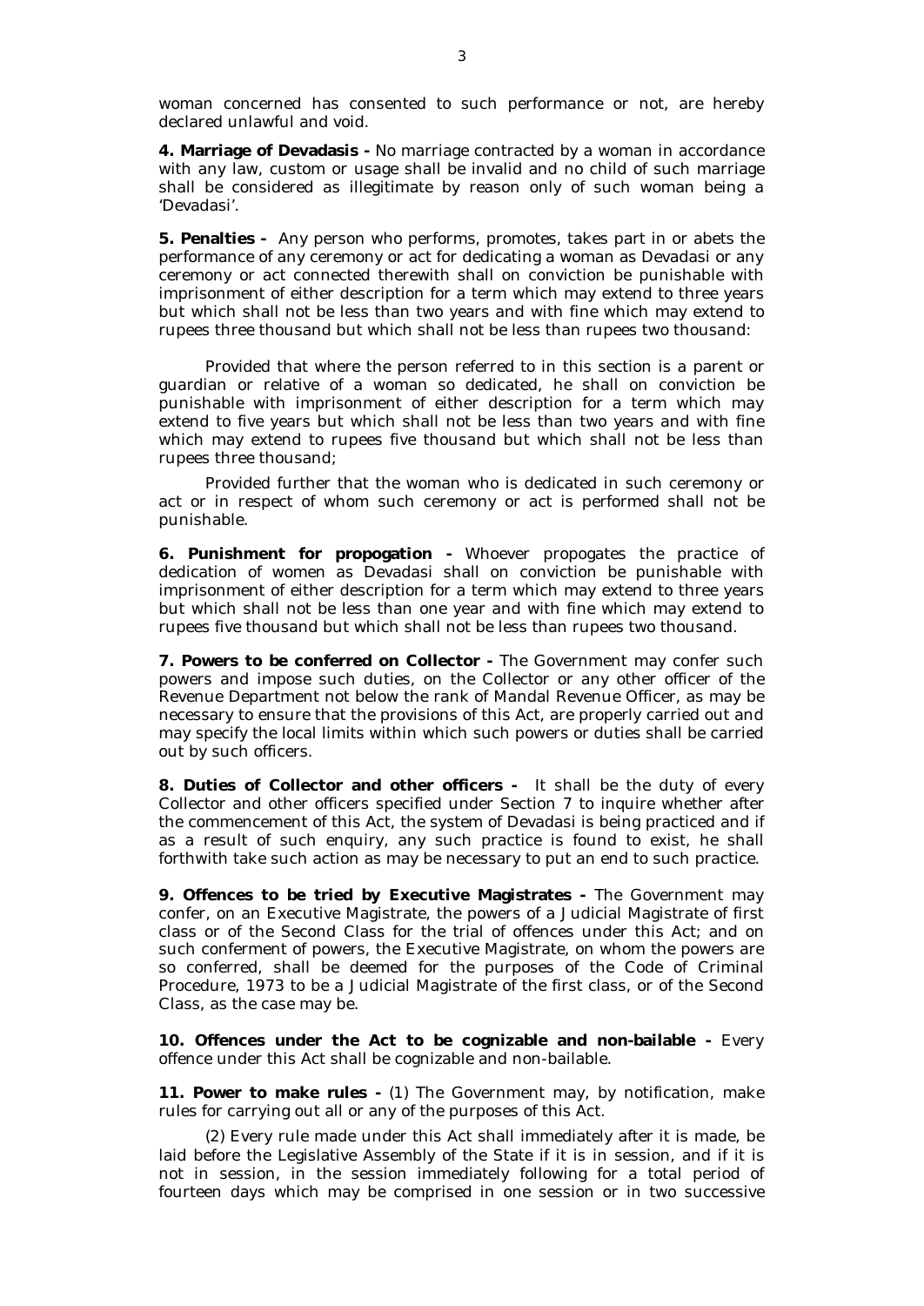woman concerned has consented to such performance or not, are hereby declared unlawful and void.

**4. Marriage of Devadasis -** No marriage contracted by a woman in accordance with any law, custom or usage shall be invalid and no child of such marriage shall be considered as illegitimate by reason only of such woman being a 'Devadasi'.

**5. Penalties -** Any person who performs, promotes, takes part in or abets the performance of any ceremony or act for dedicating a woman as Devadasi or any ceremony or act connected therewith shall on conviction be punishable with imprisonment of either description for a term which may extend to three years but which shall not be less than two years and with fine which may extend to rupees three thousand but which shall not be less than rupees two thousand:

Provided that where the person referred to in this section is a parent or guardian or relative of a woman so dedicated, he shall on conviction be punishable with imprisonment of either description for a term which may extend to five years but which shall not be less than two years and with fine which may extend to rupees five thousand but which shall not be less than rupees three thousand;

Provided further that the woman who is dedicated in such ceremony or act or in respect of whom such ceremony or act is performed shall not be punishable.

**6. Punishment for propogation -** Whoever propogates the practice of dedication of women as Devadasi shall on conviction be punishable with imprisonment of either description for a term which may extend to three years but which shall not be less than one year and with fine which may extend to rupees five thousand but which shall not be less than rupees two thousand.

**7. Powers to be conferred on Collector -** The Government may confer such powers and impose such duties, on the Collector or any other officer of the Revenue Department not below the rank of Mandal Revenue Officer, as may be necessary to ensure that the provisions of this Act, are properly carried out and may specify the local limits within which such powers or duties shall be carried out by such officers.

**8. Duties of Collector and other officers -** It shall be the duty of every Collector and other officers specified under Section 7 to inquire whether after the commencement of this Act, the system of Devadasi is being practiced and if as a result of such enquiry, any such practice is found to exist, he shall forthwith take such action as may be necessary to put an end to such practice.

**9. Offences to be tried by Executive Magistrates -** The Government may confer, on an Executive Magistrate, the powers of a Judicial Magistrate of first class or of the Second Class for the trial of offences under this Act; and on such conferment of powers, the Executive Magistrate, on whom the powers are so conferred, shall be deemed for the purposes of the Code of Criminal Procedure, 1973 to be a Judicial Magistrate of the first class, or of the Second Class, as the case may be.

**10. Offences under the Act to be cognizable and non-bailable -** Every offence under this Act shall be cognizable and non-bailable.

**11. Power to make rules -** (1) The Government may, by notification, make rules for carrying out all or any of the purposes of this Act.

(2) Every rule made under this Act shall immediately after it is made, be laid before the Legislative Assembly of the State if it is in session, and if it is not in session, in the session immediately following for a total period of fourteen days which may be comprised in one session or in two successive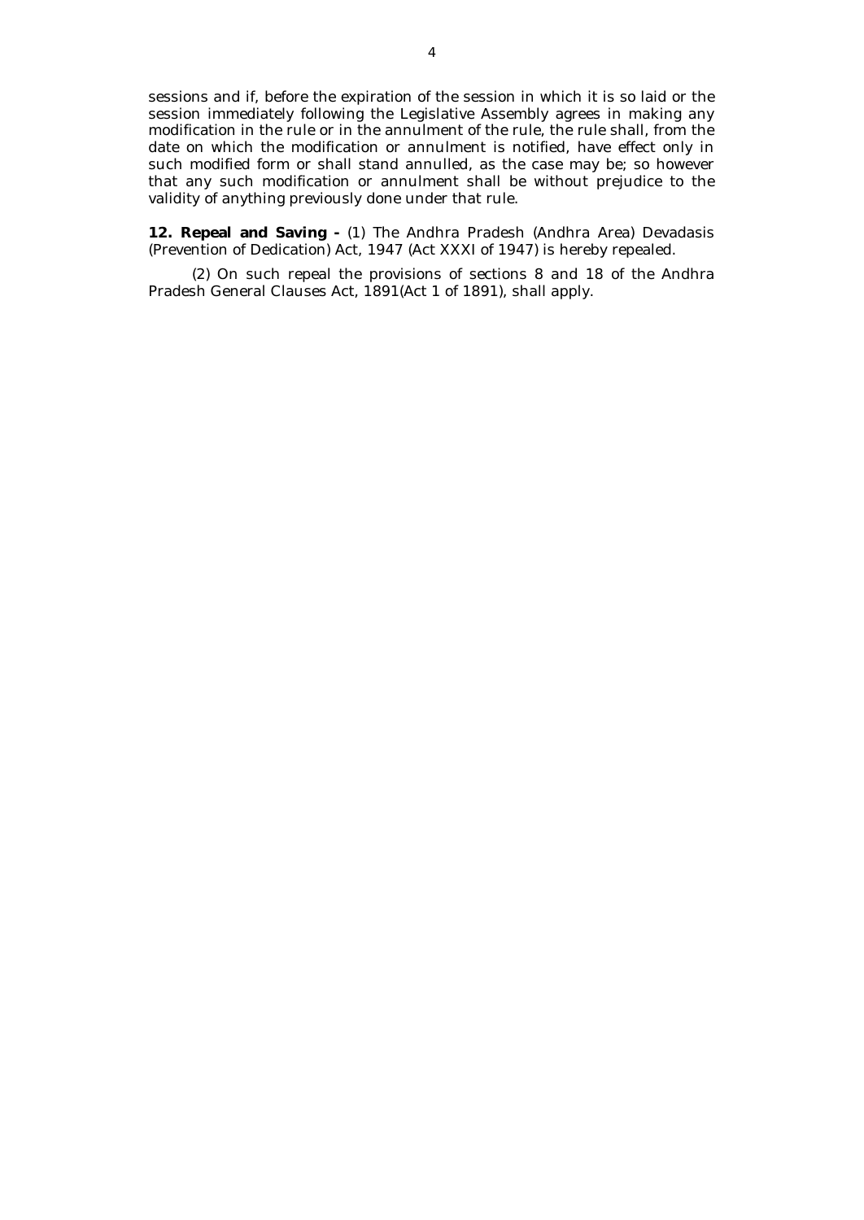sessions and if, before the expiration of the session in which it is so laid or the session immediately following the Legislative Assembly agrees in making any modification in the rule or in the annulment of the rule, the rule shall, from the date on which the modification or annulment is notified, have effect only in such modified form or shall stand annulled, as the case may be; so however that any such modification or annulment shall be without prejudice to the validity of anything previously done under that rule.

**12. Repeal and Saving -** (1) The Andhra Pradesh (Andhra Area) Devadasis (Prevention of Dedication) Act, 1947 (Act XXXI of 1947) is hereby repealed.

(2) On such repeal the provisions of sections 8 and 18 of the Andhra Pradesh General Clauses Act, 1891(Act 1 of 1891), shall apply.